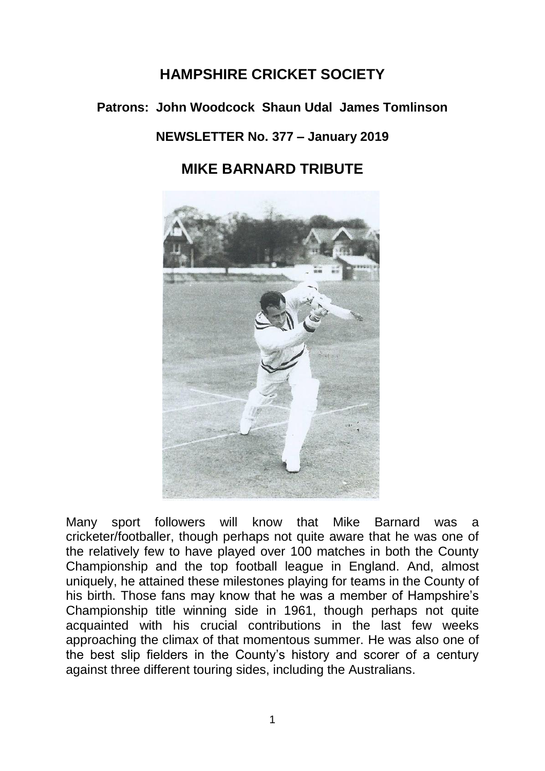# HAMPSHIRE CRICKET SOCIETY

**Patrons: John Woodcock Shaun Udal James Tomlinson**

**NEWSLETTER No. 377 – January 2019**

## MIKE BARNARD TRIBUTE

Many sport followers will know that Mike Barnard was a cricketer/footballer, though perhaps not quite aware that he was one of the relatively few to have played over 100 matches in both the County Championship and the top football league in England. And, almost uniquely, he attained these milestones playing for teams in the County of his birth. Those fans may know that he was a member of Hampshire's Championship title winning side in 1961, though perhaps not quite acquainted with his crucial contributions in the last few weeks approaching the climax of that momentous summer. He was also one of the best slip fielders in the County's history and scorer of a century against three different touring sides, including the Australians.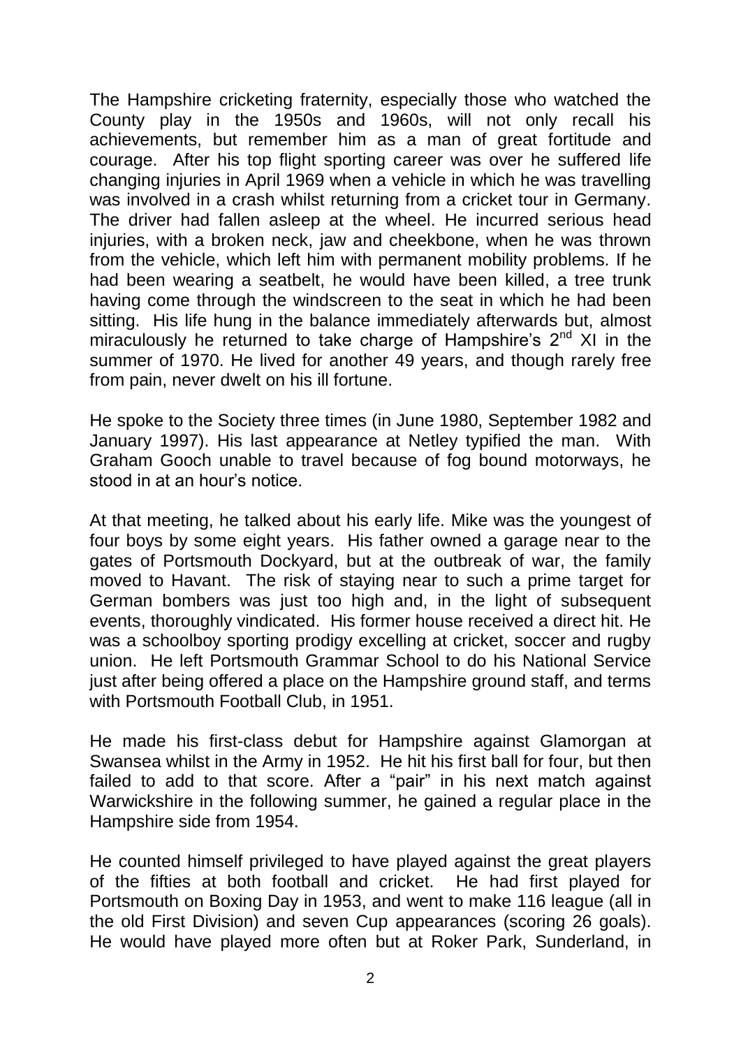The Hampshire cricketing fraternity, especially those who watched the County play in the 1950s and 1960s, will not only recall his achievements, but remember him as a man of great fortitude and courage. After his top flight sporting career was over he suffered life changing injuries in April 1969 when a vehicle in which he was travelling was involved in a crash whilst returning from a cricket tour in Germany. The driver had fallen asleep at the wheel. He incurred serious head injuries, with a broken neck, jaw and cheekbone, when he was thrown from the vehicle, which left him with permanent mobility problems. If he had been wearing a seatbelt, he would have been killed, a tree trunk having come through the windscreen to the seat in which he had been sitting. His life hung in the balance immediately afterwards but, almost miraculously he returned to take charge of Hampshire's 2nd XI in the summer of 1970. He lived for another 49 years, and though rarely free from pain, never dwelt on his ill fortune.

He spoke to the Society three times (in June 1980, September 1982 and January 1997). His last appearance at Netley typified the man. With Graham Gooch unable to travel because of fog bound motorways, he stood in at an hour's notice.

At that meeting, he talked about his early life. Mike was the youngest of four boys by some eight years. His father owned a garage near to the gates of Portsmouth Dockyard, but at the outbreak of war, the family moved to Havant. The risk of staying near to such a prime target for German bombers was just too high and, in the light of subsequent events, thoroughly vindicated. His former house received a direct hit. He was a schoolboy sporting prodigy excelling at cricket, soccer and rugby union. He left Portsmouth Grammar School to do his National Service just after being offered a place on the Hampshire ground staff, and terms with Portsmouth Football Club, in 1951.

He made his first-class debut for Hampshire against Glamorgan at Swansea whilst in the Army in 1952. He hit his first ball for four, but then failed to add to that score. After a "pair" in his next match against Warwickshire in the following summer, he gained a regular place in the Hampshire side from 1954.

He counted himself privileged to have played against the great players of the fifties at both football and cricket. He had first played for Portsmouth on Boxing Day in 1953, and went to make 116 league (all in the old First Division) and seven Cup appearances (scoring 26 goals). He would have played more often but at Roker Park, Sunderland, in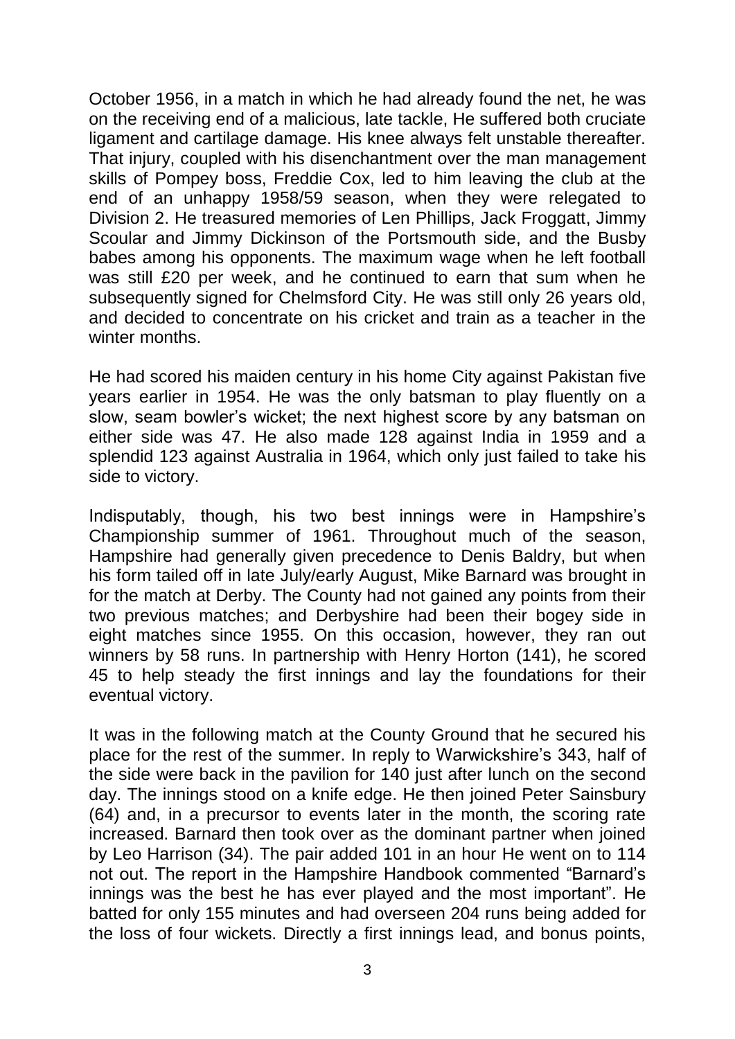October 1956, in a match in which he had already found the net, he was on the receiving end of a malicious, late tackle, He suffered both cruciate ligament and cartilage damage. His knee always felt unstable thereafter. That injury, coupled with his disenchantment over the man management skills of Pompey boss, Freddie Cox, led to him leaving the club at the end of an unhappy 1958/59 season, when they were relegated to Division 2. He treasured memories of Len Phillips, Jack Froggatt, Jimmy Scoular and Jimmy Dickinson of the Portsmouth side, and the Busby babes among his opponents. The maximum wage when he left football was still £20 per week, and he continued to earn that sum when he subsequently signed for Chelmsford City. He was still only 26 years old, and decided to concentrate on his cricket and train as a teacher in the winter months.

He had scored his maiden century in his home City against Pakistan five years earlier in 1954. He was the only batsman to play fluently on a slow, seam bowler's wicket; the next highest score by any batsman on either side was 47. He also made 128 against India in 1959 and a splendid 123 against Australia in 1964, which only just failed to take his side to victory.

Indisputably, though, his two best innings were in Hampshire's Championship summer of 1961. Throughout much of the season, Hampshire had generally given precedence to Denis Baldry, but when his form tailed off in late July/early August, Mike Barnard was brought in for the match at Derby. The County had not gained any points from their two previous matches; and Derbyshire had been their bogey side in eight matches since 1955. On this occasion, however, they ran out winners by 58 runs. In partnership with Henry Horton (141), he scored 45 to help steady the first innings and lay the foundations for their eventual victory.

It was in the following match at the County Ground that he secured his place for the rest of the summer. In reply to Warwickshire's 343, half of the side were back in the pavilion for 140 just after lunch on the second day. The innings stood on a knife edge. He then joined Peter Sainsbury (64) and, in a precursor to events later in the month, the scoring rate increased. Barnard then took over as the dominant partner when joined by Leo Harrison (34). The pair added 101 in an hour He went on to 114 not out. The report in the Hampshire Handbook commented "Barnard's innings was the best he has ever played and the most important". He batted for only 155 minutes and had overseen 204 runs being added for the loss of four wickets. Directly a first innings lead, and bonus points,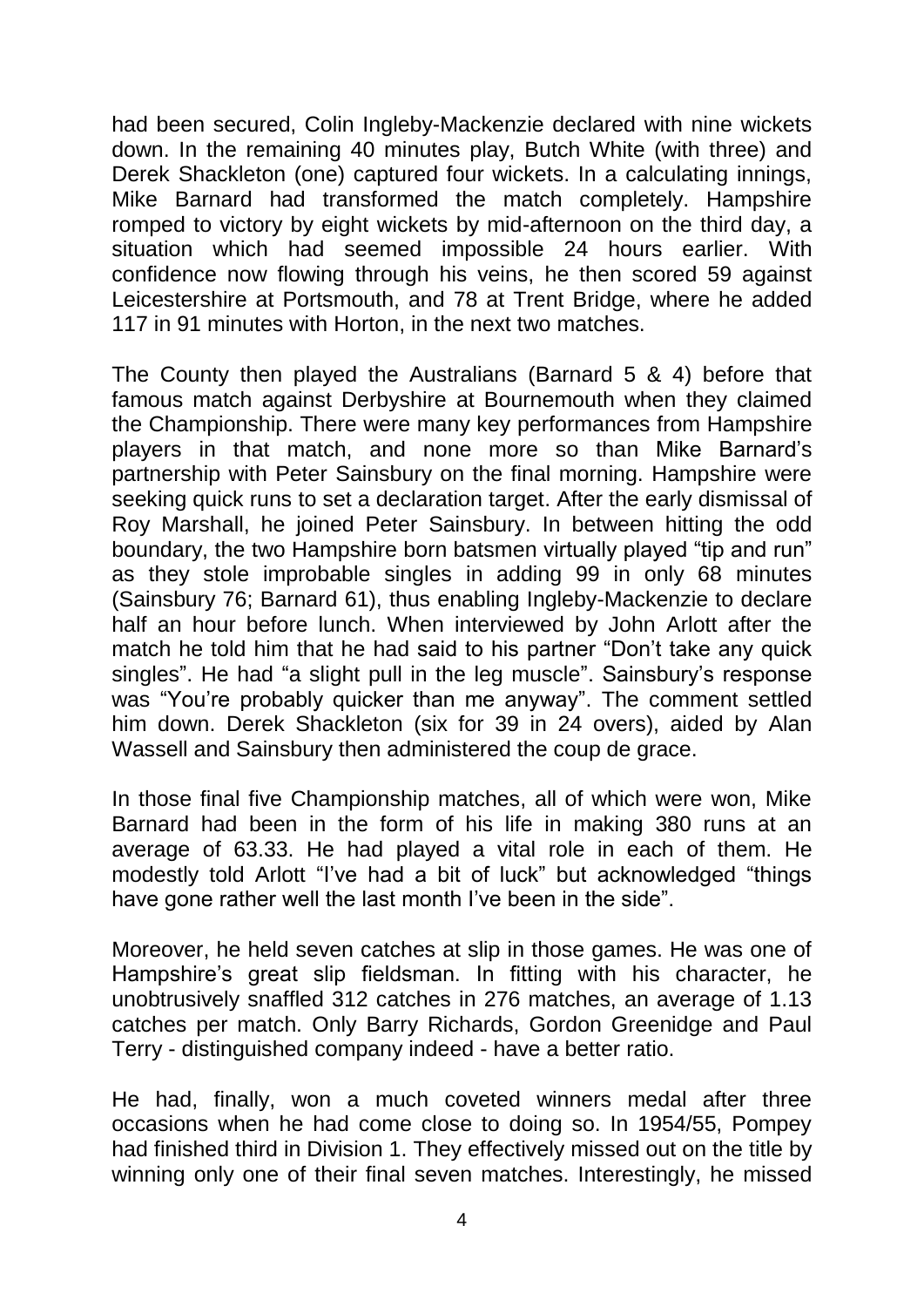had been secured, Colin Ingleby-Mackenzie declared with nine wickets down. In the remaining 40 minutes play, Butch White (with three) and Derek Shackleton (one) captured four wickets. In a calculating innings, Mike Barnard had transformed the match completely. Hampshire romped to victory by eight wickets by mid-afternoon on the third day, a situation which had seemed impossible 24 hours earlier. With confidence now flowing through his veins, he then scored 59 against Leicestershire at Portsmouth, and 78 at Trent Bridge, where he added 117 in 91 minutes with Horton, in the next two matches.

The County then played the Australians (Barnard 5 & 4) before that famous match against Derbyshire at Bournemouth when they claimed the Championship. There were many key performances from Hampshire players in that match, and none more so than Mike Barnard's partnership with Peter Sainsbury on the final morning. Hampshire were seeking quick runs to set a declaration target. After the early dismissal of Roy Marshall, he joined Peter Sainsbury. In between hitting the odd boundary, the two Hampshire born batsmen virtually played "tip and run" as they stole improbable singles in adding 99 in only 68 minutes (Sainsbury 76; Barnard 61), thus enabling Ingleby-Mackenzie to declare half an hour before lunch. When interviewed by John Arlott after the match he told him that he had said to his partner "Don't take any quick singles". He had "a slight pull in the leg muscle". Sainsbury's response was "You're probably quicker than me anyway". The comment settled him down. Derek Shackleton (six for 39 in 24 overs), aided by Alan Wassell and Sainsbury then administered the coup de grace.

In those final five Championship matches, all of which were won, Mike Barnard had been in the form of his life in making 380 runs at an average of 63.33. He had played a vital role in each of them. He modestly told Arlott "I've had a bit of luck" but acknowledged "things have gone rather well the last month I've been in the side".

Moreover, he held seven catches at slip in those games. He was one of Hampshire's great slip fieldsman. In fitting with his character, he unobtrusively snaffled 312 catches in 276 matches, an average of 1.13 catches per match. Only Barry Richards, Gordon Greenidge and Paul Terry - distinguished company indeed - have a better ratio.

He had, finally, won a much coveted winners medal after three occasions when he had come close to doing so. In 1954/55, Pompey had finished third in Division 1. They effectively missed out on the title by winning only one of their final seven matches. Interestingly, he missed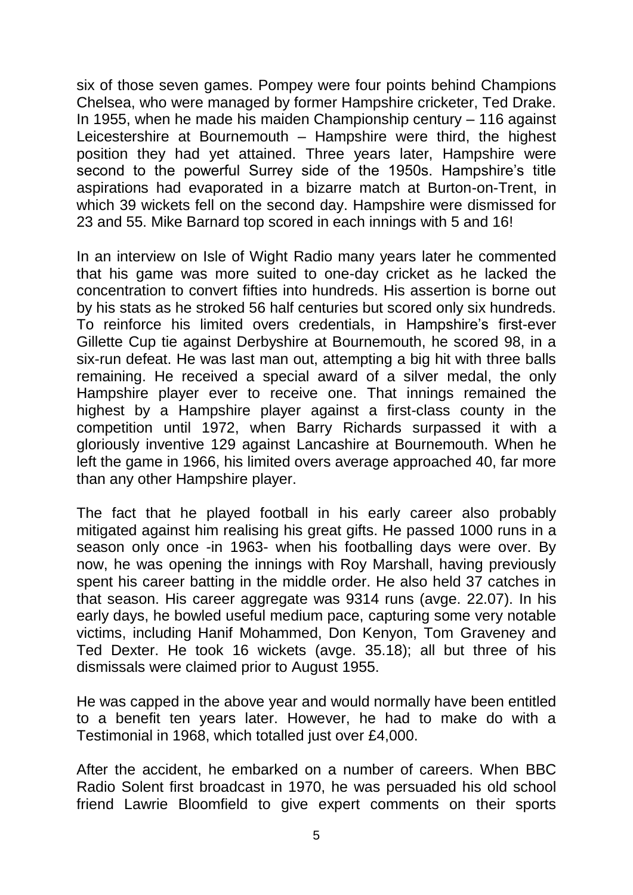six of those seven games. Pompey were four points behind Champions Chelsea, who were managed by former Hampshire cricketer, Ted Drake. In 1955, when he made his maiden Championship century – 116 against Leicestershire at Bournemouth – Hampshire were third, the highest position they had yet attained. Three years later, Hampshire were second to the powerful Surrey side of the 1950s. Hampshire's title aspirations had evaporated in a bizarre match at Burton-on-Trent, in which 39 wickets fell on the second day. Hampshire were dismissed for 23 and 55. Mike Barnard top scored in each innings with 5 and 16!

In an interview on Isle of Wight Radio many years later he commented that his game was more suited to one-day cricket as he lacked the concentration to convert fifties into hundreds. His assertion is borne out by his stats as he stroked 56 half centuries but scored only six hundreds. To reinforce his limited overs credentials, in Hampshire's first-ever Gillette Cup tie against Derbyshire at Bournemouth, he scored 98, in a six-run defeat. He was last man out, attempting a big hit with three balls remaining. He received a special award of a silver medal, the only Hampshire player ever to receive one. That innings remained the highest by a Hampshire player against a first-class county in the competition until 1972, when Barry Richards surpassed it with a gloriously inventive 129 against Lancashire at Bournemouth. When he left the game in 1966, his limited overs average approached 40, far more than any other Hampshire player.

The fact that he played football in his early career also probably mitigated against him realising his great gifts. He passed 1000 runs in a season only once -in 1963- when his footballing days were over. By now, he was opening the innings with Roy Marshall, having previously spent his career batting in the middle order. He also held 37 catches in that season. His career aggregate was 9314 runs (avge. 22.07). In his early days, he bowled useful medium pace, capturing some very notable victims, including Hanif Mohammed, Don Kenyon, Tom Graveney and Ted Dexter. He took 16 wickets (avge. 35.18); all but three of his dismissals were claimed prior to August 1955.

He was capped in the above year and would normally have been entitled to a benefit ten years later. However, he had to make do with a Testimonial in 1968, which totalled just over £4,000.

After the accident, he embarked on a number of careers. When BBC Radio Solent first broadcast in 1970, he was persuaded his old school friend Lawrie Bloomfield to give expert comments on their sports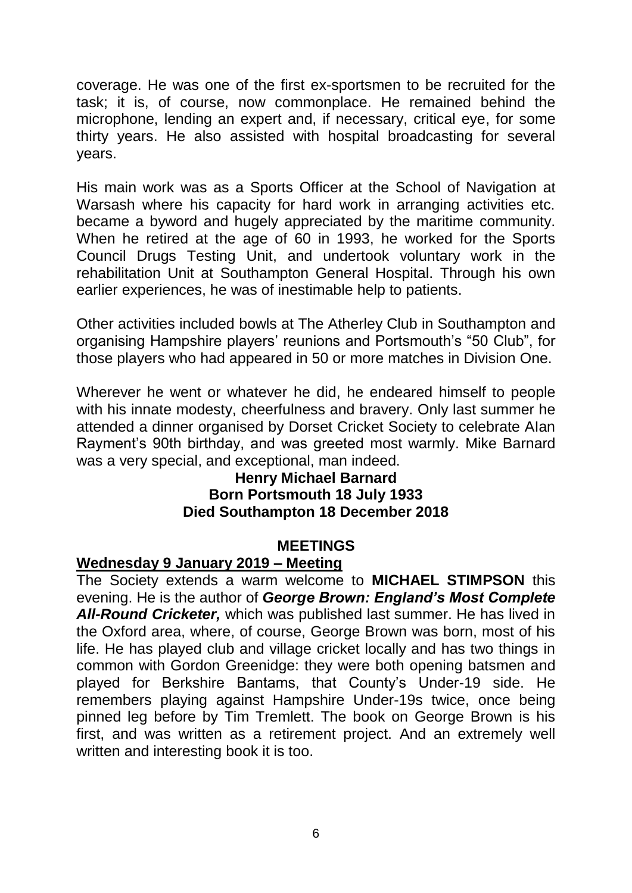coverage. He was one of the first ex-sportsmen to be recruited for the task; it is, of course, now commonplace. He remained behind the microphone, lending an expert and, if necessary, critical eye, for some thirty years. He also assisted with hospital broadcasting for several years.

His main work was as a Sports Officer at the School of Navigation at Warsash where his capacity for hard work in arranging activities etc. became a byword and hugely appreciated by the maritime community. When he retired at the age of 60 in 1993, he worked for the Sports Council Drugs Testing Unit, and undertook voluntary work in the rehabilitation Unit at Southampton General Hospital. Through his own earlier experiences, he was of inestimable help to patients.

Other activities included bowls at The Atherley Club in Southampton and organising Hampshire players' reunions and Portsmouth's "50 Club", for those players who had appeared in 50 or more matches in Division One.

Wherever he went or whatever he did, he endeared himself to people with his innate modesty, cheerfulness and bravery. Only last summer he attended a dinner organised by Dorset Cricket Society to celebrate AIan Rayment's 90th birthday, and was greeted most warmly. Mike Barnard was a very special, and exceptional, man indeed.

**Henry Michael Barnard**
**Born Portsmouth 18 July 1933**
**Died Southampton 18 December 2018**

## MEETINGS

**Wednesday 9 January 2019 – Meeting**

The Society extends a warm welcome to **MICHAEL STIMPSON** this evening. He is the author of ***George Brown: England's Most Complete All-Round Cricketer,*** which was published last summer. He has lived in the Oxford area, where, of course, George Brown was born, most of his life. He has played club and village cricket locally and has two things in common with Gordon Greenidge: they were both opening batsmen and played for Berkshire Bantams, that County's Under-19 side. He remembers playing against Hampshire Under-19s twice, once being pinned leg before by Tim Tremlett. The book on George Brown is his first, and was written as a retirement project. And an extremely well written and interesting book it is too.